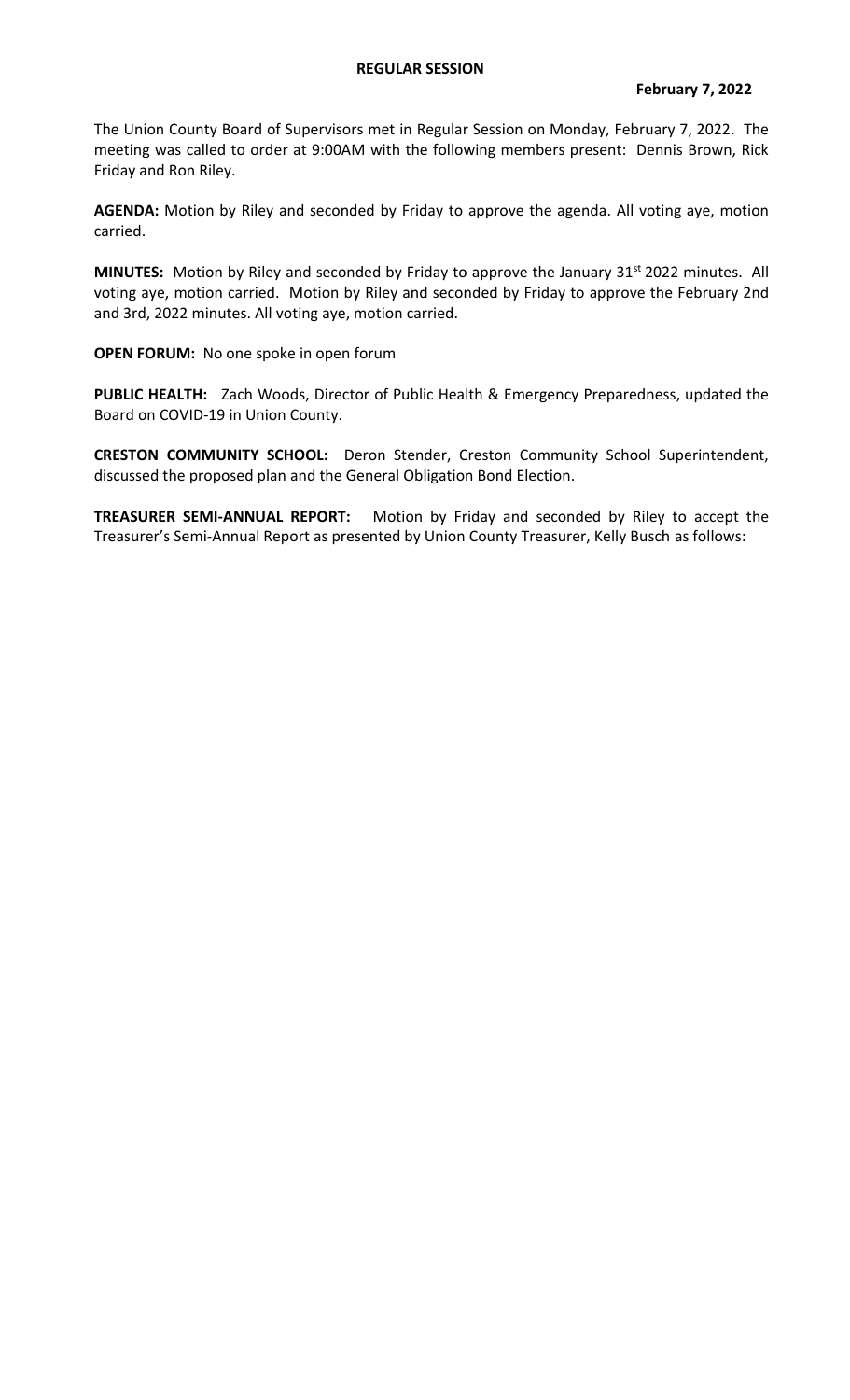# REGULAR SESSION

**February 7, 2022**

The Union County Board of Supervisors met in Regular Session on Monday, February 7, 2022. The meeting was called to order at 9:00AM with the following members present: Dennis Brown, Rick Friday and Ron Riley.

**AGENDA:** Motion by Riley and seconded by Friday to approve the agenda. All voting aye, motion carried.

**MINUTES:** Motion by Riley and seconded by Friday to approve the January 31st 2022 minutes. All voting aye, motion carried. Motion by Riley and seconded by Friday to approve the February 2nd and 3rd, 2022 minutes. All voting aye, motion carried.

**OPEN FORUM:** No one spoke in open forum

**PUBLIC HEALTH:** Zach Woods, Director of Public Health & Emergency Preparedness, updated the Board on COVID-19 in Union County.

**CRESTON COMMUNITY SCHOOL:** Deron Stender, Creston Community School Superintendent, discussed the proposed plan and the General Obligation Bond Election.

**TREASURER SEMI-ANNUAL REPORT:** Motion by Friday and seconded by Riley to accept the Treasurer's Semi-Annual Report as presented by Union County Treasurer, Kelly Busch as follows: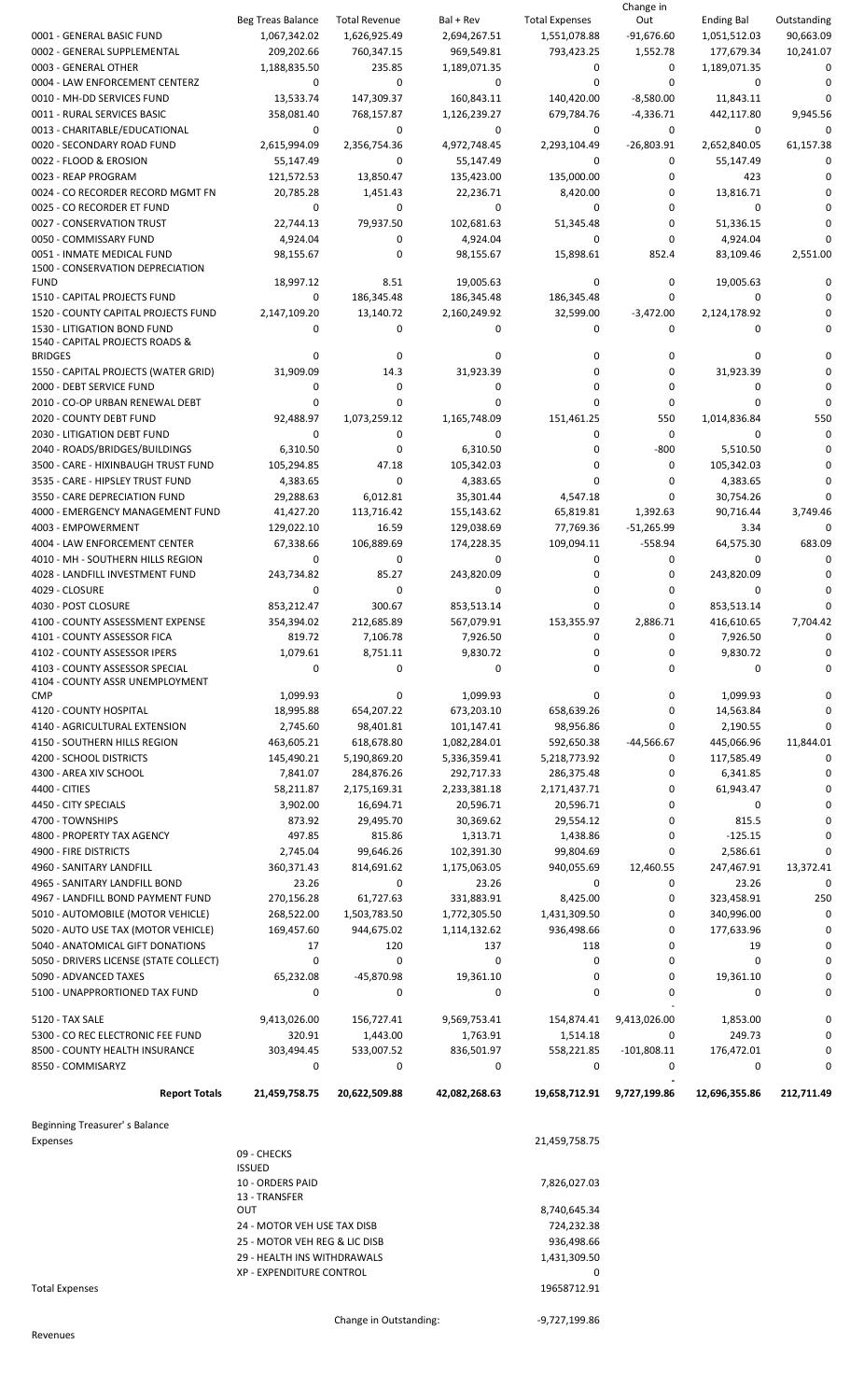| | Beg Treas Balance | Total Revenue | Bal + Rev | Total Expenses | Change in Out | Ending Bal | Outstanding |
|---|---|---|---|---|---|---|---|
| 0001 - GENERAL BASIC FUND | 1,067,342.02 | 1,626,925.49 | 2,694,267.51 | 1,551,078.88 | -91,676.60 | 1,051,512.03 | 90,663.09 |
| 0002 - GENERAL SUPPLEMENTAL | 209,202.66 | 760,347.15 | 969,549.81 | 793,423.25 | 1,552.78 | 177,679.34 | 10,241.07 |
| 0003 - GENERAL OTHER | 1,188,835.50 | 235.85 | 1,189,071.35 | 0 | 0 | 1,189,071.35 | 0 |
| 0004 - LAW ENFORCEMENT CENTERZ | 0 | 0 | 0 | 0 | 0 | 0 | 0 |
| 0010 - MH-DD SERVICES FUND | 13,533.74 | 147,309.37 | 160,843.11 | 140,420.00 | -8,580.00 | 11,843.11 | 0 |
| 0011 - RURAL SERVICES BASIC | 358,081.40 | 768,157.87 | 1,126,239.27 | 679,784.76 | -4,336.71 | 442,117.80 | 9,945.56 |
| 0013 - CHARITABLE/EDUCATIONAL | 0 | 0 | 0 | 0 | 0 | 0 | 0 |
| 0020 - SECONDARY ROAD FUND | 2,615,994.09 | 2,356,754.36 | 4,972,748.45 | 2,293,104.49 | -26,803.91 | 2,652,840.05 | 61,157.38 |
| 0022 - FLOOD & EROSION | 55,147.49 | 0 | 55,147.49 | 0 | 0 | 55,147.49 | 0 |
| 0023 - REAP PROGRAM | 121,572.53 | 13,850.47 | 135,423.00 | 135,000.00 | 0 | 423 | 0 |
| 0024 - CO RECORDER RECORD MGMT FN | 20,785.28 | 1,451.43 | 22,236.71 | 8,420.00 | 0 | 13,816.71 | 0 |
| 0025 - CO RECORDER ET FUND | 0 | 0 | 0 | 0 | 0 | 0 | 0 |
| 0027 - CONSERVATION TRUST | 22,744.13 | 79,937.50 | 102,681.63 | 51,345.48 | 0 | 51,336.15 | 0 |
| 0050 - COMMISSARY FUND | 4,924.04 | 0 | 4,924.04 | 0 | 0 | 4,924.04 | 0 |
| 0051 - INMATE MEDICAL FUND | 98,155.67 | 0 | 98,155.67 | 15,898.61 | 852.4 | 83,109.46 | 2,551.00 |
| 1500 - CONSERVATION DEPRECIATION FUND | 18,997.12 | 8.51 | 19,005.63 | 0 | 0 | 19,005.63 | 0 |
| 1510 - CAPITAL PROJECTS FUND | 0 | 186,345.48 | 186,345.48 | 186,345.48 | 0 | 0 | 0 |
| 1520 - COUNTY CAPITAL PROJECTS FUND | 2,147,109.20 | 13,140.72 | 2,160,249.92 | 32,599.00 | -3,472.00 | 2,124,178.92 | 0 |
| 1530 - LITIGATION BOND FUND | 0 | 0 | 0 | 0 | 0 | 0 | 0 |
| 1540 - CAPITAL PROJECTS ROADS & BRIDGES | 0 | 0 | 0 | 0 | 0 | 0 | 0 |
| 1550 - CAPITAL PROJECTS (WATER GRID) | 31,909.09 | 14.3 | 31,923.39 | 0 | 0 | 31,923.39 | 0 |
| 2000 - DEBT SERVICE FUND | 0 | 0 | 0 | 0 | 0 | 0 | 0 |
| 2010 - CO-OP URBAN RENEWAL DEBT | 0 | 0 | 0 | 0 | 0 | 0 | 0 |
| 2020 - COUNTY DEBT FUND | 92,488.97 | 1,073,259.12 | 1,165,748.09 | 151,461.25 | 550 | 1,014,836.84 | 550 |
| 2030 - LITIGATION DEBT FUND | 0 | 0 | 0 | 0 | 0 | 0 | 0 |
| 2040 - ROADS/BRIDGES/BUILDINGS | 6,310.50 | 0 | 6,310.50 | 0 | -800 | 5,510.50 | 0 |
| 3500 - CARE - HIXINBAUGH TRUST FUND | 105,294.85 | 47.18 | 105,342.03 | 0 | 0 | 105,342.03 | 0 |
| 3535 - CARE - HIPSLEY TRUST FUND | 4,383.65 | 0 | 4,383.65 | 0 | 0 | 4,383.65 | 0 |
| 3550 - CARE DEPRECIATION FUND | 29,288.63 | 6,012.81 | 35,301.44 | 4,547.18 | 0 | 30,754.26 | 0 |
| 4000 - EMERGENCY MANAGEMENT FUND | 41,427.20 | 113,716.42 | 155,143.62 | 65,819.81 | 1,392.63 | 90,716.44 | 3,749.46 |
| 4003 - EMPOWERMENT | 129,022.10 | 16.59 | 129,038.69 | 77,769.36 | -51,265.99 | 3.34 | 0 |
| 4004 - LAW ENFORCEMENT CENTER | 67,338.66 | 106,889.69 | 174,228.35 | 109,094.11 | -558.94 | 64,575.30 | 683.09 |
| 4010 - MH - SOUTHERN HILLS REGION | 0 | 0 | 0 | 0 | 0 | 0 | 0 |
| 4028 - LANDFILL INVESTMENT FUND | 243,734.82 | 85.27 | 243,820.09 | 0 | 0 | 243,820.09 | 0 |
| 4029 - CLOSURE | 0 | 0 | 0 | 0 | 0 | 0 | 0 |
| 4030 - POST CLOSURE | 853,212.47 | 300.67 | 853,513.14 | 0 | 0 | 853,513.14 | 0 |
| 4100 - COUNTY ASSESSMENT EXPENSE | 354,394.02 | 212,685.89 | 567,079.91 | 153,355.97 | 2,886.71 | 416,610.65 | 7,704.42 |
| 4101 - COUNTY ASSESSOR FICA | 819.72 | 7,106.78 | 7,926.50 | 0 | 0 | 7,926.50 | 0 |
| 4102 - COUNTY ASSESSOR IPERS | 1,079.61 | 8,751.11 | 9,830.72 | 0 | 0 | 9,830.72 | 0 |
| 4103 - COUNTY ASSESSOR SPECIAL | 0 | 0 | 0 | 0 | 0 | 0 | 0 |
| 4104 - COUNTY ASSR UNEMPLOYMENT CMP | 1,099.93 | 0 | 1,099.93 | 0 | 0 | 1,099.93 | 0 |
| 4120 - COUNTY HOSPITAL | 18,995.88 | 654,207.22 | 673,203.10 | 658,639.26 | 0 | 14,563.84 | 0 |
| 4140 - AGRICULTURAL EXTENSION | 2,745.60 | 98,401.81 | 101,147.41 | 98,956.86 | 0 | 2,190.55 | 0 |
| 4150 - SOUTHERN HILLS REGION | 463,605.21 | 618,678.80 | 1,082,284.01 | 592,650.38 | -44,566.67 | 445,066.96 | 11,844.01 |
| 4200 - SCHOOL DISTRICTS | 145,490.21 | 5,190,869.20 | 5,336,359.41 | 5,218,773.92 | 0 | 117,585.49 | 0 |
| 4300 - AREA XIV SCHOOL | 7,841.07 | 284,876.26 | 292,717.33 | 286,375.48 | 0 | 6,341.85 | 0 |
| 4400 - CITIES | 58,211.87 | 2,175,169.31 | 2,233,381.18 | 2,171,437.71 | 0 | 61,943.47 | 0 |
| 4450 - CITY SPECIALS | 3,902.00 | 16,694.71 | 20,596.71 | 20,596.71 | 0 | 0 | 0 |
| 4700 - TOWNSHIPS | 873.92 | 29,495.70 | 30,369.62 | 29,554.12 | 0 | 815.5 | 0 |
| 4800 - PROPERTY TAX AGENCY | 497.85 | 815.86 | 1,313.71 | 1,438.86 | 0 | -125.15 | 0 |
| 4900 - FIRE DISTRICTS | 2,745.04 | 99,646.26 | 102,391.30 | 99,804.69 | 0 | 2,586.61 | 0 |
| 4960 - SANITARY LANDFILL | 360,371.43 | 814,691.62 | 1,175,063.05 | 940,055.69 | 12,460.55 | 247,467.91 | 13,372.41 |
| 4965 - SANITARY LANDFILL BOND | 23.26 | 0 | 23.26 | 0 | 0 | 23.26 | 0 |
| 4967 - LANDFILL BOND PAYMENT FUND | 270,156.28 | 61,727.63 | 331,883.91 | 8,425.00 | 0 | 323,458.91 | 250 |
| 5010 - AUTOMOBILE (MOTOR VEHICLE) | 268,522.00 | 1,503,783.50 | 1,772,305.50 | 1,431,309.50 | 0 | 340,996.00 | 0 |
| 5020 - AUTO USE TAX (MOTOR VEHICLE) | 169,457.60 | 944,675.02 | 1,114,132.62 | 936,498.66 | 0 | 177,633.96 | 0 |
| 5040 - ANATOMICAL GIFT DONATIONS | 17 | 120 | 137 | 118 | 0 | 19 | 0 |
| 5050 - DRIVERS LICENSE (STATE COLLECT) | 0 | 0 | 0 | 0 | 0 | 0 | 0 |
| 5090 - ADVANCED TAXES | 65,232.08 | -45,870.98 | 19,361.10 | 0 | 0 | 19,361.10 | 0 |
| 5100 - UNAPPRORTIONED TAX FUND | 0 | 0 | 0 | 0 | 0 | 0 | 0 |
| 5120 - TAX SALE | 9,413,026.00 | 156,727.41 | 9,569,753.41 | 154,874.41 | -9,413,026.00 | 1,853.00 | 0 |
| 5300 - CO REC ELECTRONIC FEE FUND | 320.91 | 1,443.00 | 1,763.91 | 1,514.18 | 0 | 249.73 | 0 |
| 8500 - COUNTY HEALTH INSURANCE | 303,494.45 | 533,007.52 | 836,501.97 | 558,221.85 | -101,808.11 | 176,472.01 | 0 |
| 8550 - COMMISARYZ | 0 | 0 | 0 | 0 | 0 | 0 | 0 |
| **Report Totals** | **21,459,758.75** | **20,622,509.88** | **42,082,268.63** | **19,658,712.91** | **-9,727,199.86** | **12,696,355.86** | **212,711.49** |

Beginning Treasurer' s Balance

| Expenses | | 21,459,758.75 |
|---|---|---|
| | 09 - CHECKS ISSUED | |
| | 10 - ORDERS PAID | 7,826,027.03 |
| | 13 - TRANSFER OUT | 8,740,645.34 |
| | 24 - MOTOR VEH USE TAX DISB | 724,232.38 |
| | 25 - MOTOR VEH REG & LIC DISB | 936,498.66 |
| | 29 - HEALTH INS WITHDRAWALS | 1,431,309.50 |
| | XP - EXPENDITURE CONTROL | 0 |
| Total Expenses | | 19658712.91 |

Change in Outstanding: -9,727,199.86

Revenues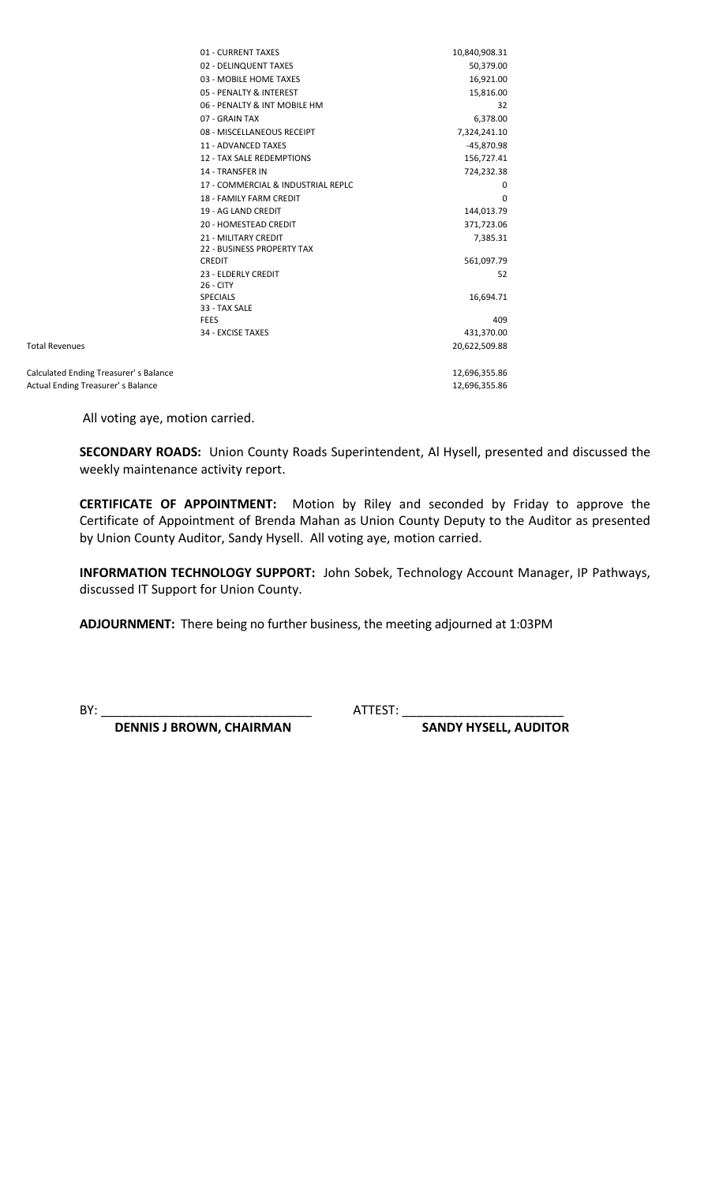| | | |
|---|---|---|
| | 01 - CURRENT TAXES | 10,840,908.31 |
| | 02 - DELINQUENT TAXES | 50,379.00 |
| | 03 - MOBILE HOME TAXES | 16,921.00 |
| | 05 - PENALTY & INTEREST | 15,816.00 |
| | 06 - PENALTY & INT MOBILE HM | 32 |
| | 07 - GRAIN TAX | 6,378.00 |
| | 08 - MISCELLANEOUS RECEIPT | 7,324,241.10 |
| | 11 - ADVANCED TAXES | -45,870.98 |
| | 12 - TAX SALE REDEMPTIONS | 156,727.41 |
| | 14 - TRANSFER IN | 724,232.38 |
| | 17 - COMMERCIAL & INDUSTRIAL REPLC | 0 |
| | 18 - FAMILY FARM CREDIT | 0 |
| | 19 - AG LAND CREDIT | 144,013.79 |
| | 20 - HOMESTEAD CREDIT | 371,723.06 |
| | 21 - MILITARY CREDIT | 7,385.31 |
| | 22 - BUSINESS PROPERTY TAX CREDIT | 561,097.79 |
| | 23 - ELDERLY CREDIT | 52 |
| | 26 - CITY SPECIALS | 16,694.71 |
| | 33 - TAX SALE FEES | 409 |
| | 34 - EXCISE TAXES | 431,370.00 |
| Total Revenues | | 20,622,509.88 |
| | | |
| Calculated Ending Treasurer' s Balance | | 12,696,355.86 |
| Actual Ending Treasurer' s Balance | | 12,696,355.86 |

All voting aye, motion carried.

**SECONDARY ROADS:** Union County Roads Superintendent, Al Hysell, presented and discussed the weekly maintenance activity report.

**CERTIFICATE OF APPOINTMENT:** Motion by Riley and seconded by Friday to approve the Certificate of Appointment of Brenda Mahan as Union County Deputy to the Auditor as presented by Union County Auditor, Sandy Hysell. All voting aye, motion carried.

**INFORMATION TECHNOLOGY SUPPORT:** John Sobek, Technology Account Manager, IP Pathways, discussed IT Support for Union County.

**ADJOURNMENT:** There being no further business, the meeting adjourned at 1:03PM

BY: ______________________________ ATTEST: _______________________

**DENNIS J BROWN, CHAIRMAN** **SANDY HYSELL, AUDITOR**